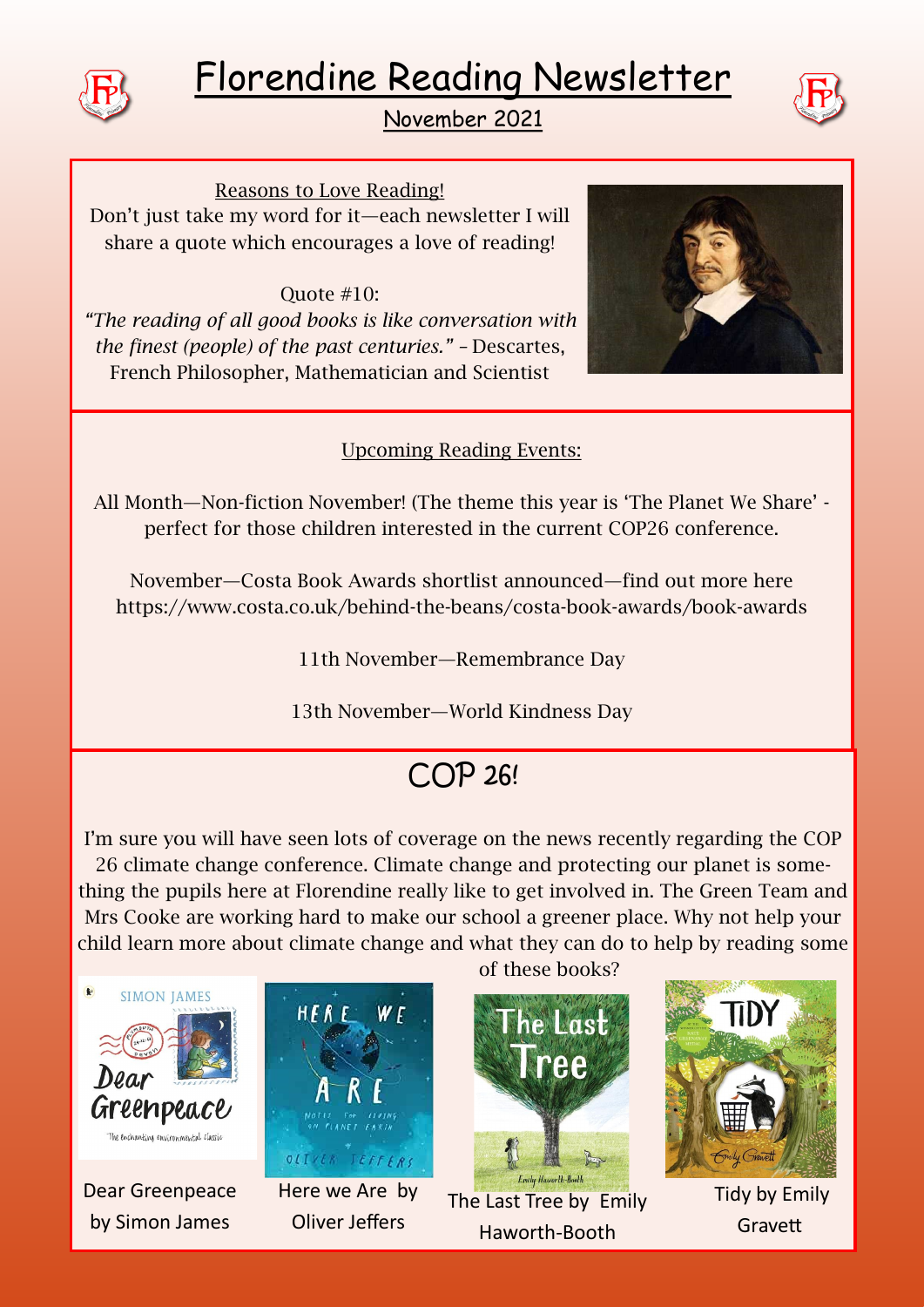# Florendine Reading Newsletter

November 2021

Reasons to Love Reading!

Don't just take my word for it—each newsletter I will share a quote which encourages a love of reading!

Quote #10:

*"The reading of all good books is like conversation with the finest (people) of the past centuries."* – Descartes, French Philosopher, Mathematician and Scientist

Upcoming Reading Events:

All Month—Non-fiction November! (The theme this year is 'The Planet We Share' - perfect for those children interested in the current COP26 conference.

November—Costa Book Awards shortlist announced—find out more here https://www.costa.co.uk/behind-the-beans/costa-book-awards/book-awards

11th November—Remembrance Day

13th November—World Kindness Day

## COP 26!

I'm sure you will have seen lots of coverage on the news recently regarding the COP 26 climate change conference. Climate change and protecting our planet is something the pupils here at Florendine really like to get involved in. The Green Team and Mrs Cooke are working hard to make our school a greener place. Why not help your child learn more about climate change and what they can do to help by reading some of these books?

Dear Greenpeace by Simon James

Here we Are by Oliver Jeffers

The Last Tree by Emily Haworth-Booth

Tidy by Emily Gravett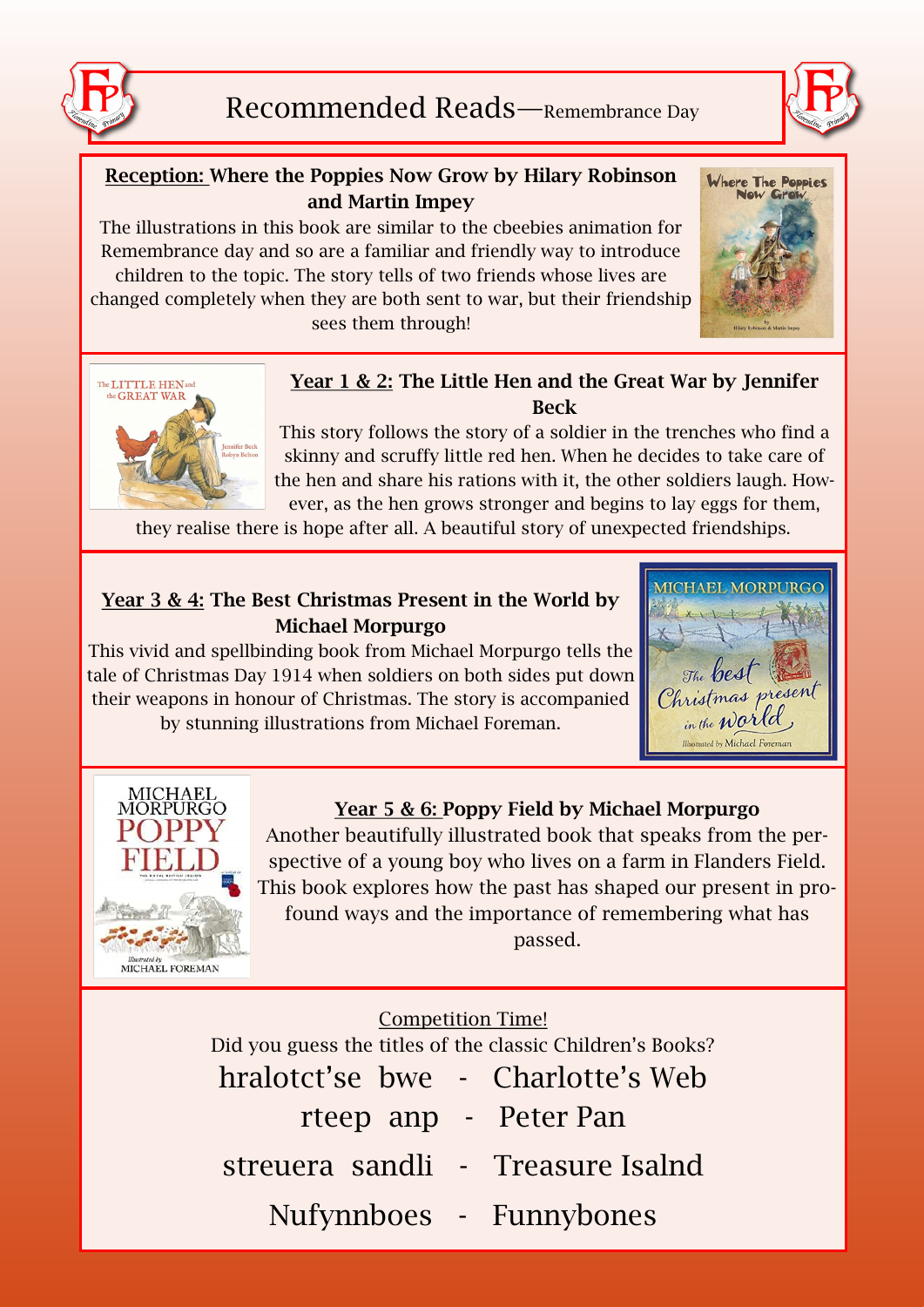# Recommended Reads—Remembrance Day

**Reception: Where the Poppies Now Grow by Hilary Robinson and Martin Impey**

The illustrations in this book are similar to the cbeebies animation for Remembrance day and so are a familiar and friendly way to introduce children to the topic. The story tells of two friends whose lives are changed completely when they are both sent to war, but their friendship sees them through!

**Year 1 & 2: The Little Hen and the Great War by Jennifer Beck**

This story follows the story of a soldier in the trenches who find a skinny and scruffy little red hen. When he decides to take care of the hen and share his rations with it, the other soldiers laugh. However, as the hen grows stronger and begins to lay eggs for them, they realise there is hope after all. A beautiful story of unexpected friendships.

**Year 3 & 4: The Best Christmas Present in the World by Michael Morpurgo**

This vivid and spellbinding book from Michael Morpurgo tells the tale of Christmas Day 1914 when soldiers on both sides put down their weapons in honour of Christmas. The story is accompanied by stunning illustrations from Michael Foreman.

**Year 5 & 6: Poppy Field by Michael Morpurgo**

Another beautifully illustrated book that speaks from the perspective of a young boy who lives on a farm in Flanders Field. This book explores how the past has shaped our present in profound ways and the importance of remembering what has passed.

Competition Time!

Did you guess the titles of the classic Children's Books?

hralotct'se bwe - Charlotte's Web

rteep anp - Peter Pan

streuera sandli - Treasure Isalnd

Nufynnboes - Funnybones